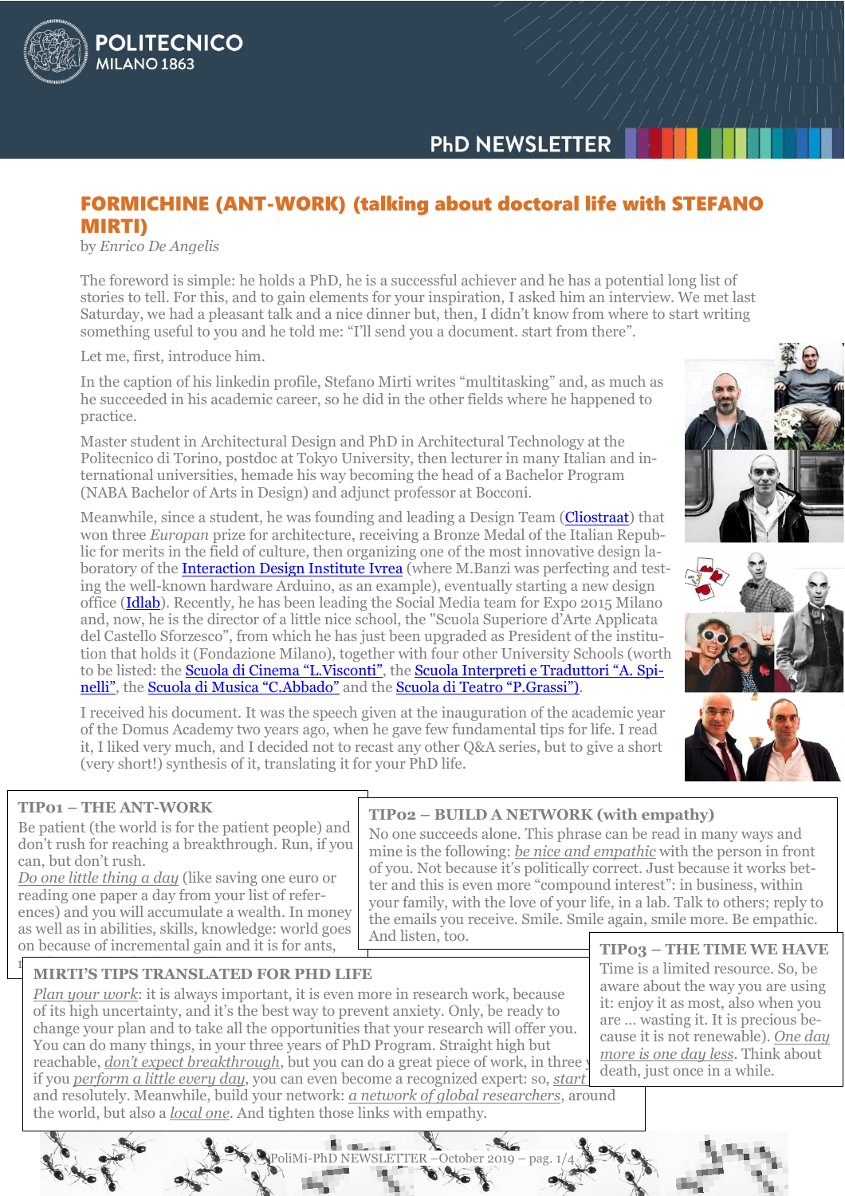# FORMICHINE (ANT-WORK) (talking about doctoral life with STEFANO MIRTI)

by *Enrico De Angelis*

The foreword is simple: he holds a PhD, he is a successful achiever and he has a potential long list of stories to tell. For this, and to gain elements for your inspiration, I asked him an interview. We met last Saturday, we had a pleasant talk and a nice dinner but, then, I didn't know from where to start writing something useful to you and he told me: "I'll send you a document. start from there".

Let me, first, introduce him.

In the caption of his linkedin profile, Stefano Mirti writes "multitasking" and, as much as he succeeded in his academic career, so he did in the other fields where he happened to practice.

Master student in Architectural Design and PhD in Architectural Technology at the Politecnico di Torino, postdoc at Tokyo University, then lecturer in many Italian and international universities, hemade his way becoming the head of a Bachelor Program (NABA Bachelor of Arts in Design) and adjunct professor at Bocconi.

Meanwhile, since a student, he was founding and leading a Design Team (Cliostraat) that won three *Europan* prize for architecture, receiving a Bronze Medal of the Italian Republic for merits in the field of culture, then organizing one of the most innovative design laboratory of the Interaction Design Institute Ivrea (where M.Banzi was perfecting and testing the well-known hardware Arduino, as an example), eventually starting a new design office (Idlab). Recently, he has been leading the Social Media team for Expo 2015 Milano and, now, he is the director of a little nice school, the "Scuola Superiore d'Arte Applicata del Castello Sforzesco", from which he has just been upgraded as President of the institution that holds it (Fondazione Milano), together with four other University Schools (worth to be listed: the Scuola di Cinema "L.Visconti", the Scuola Interpreti e Traduttori "A. Spinelli", the Scuola di Musica "C.Abbado" and the Scuola di Teatro "P.Grassi").

I received his document. It was the speech given at the inauguration of the academic year of the Domus Academy two years ago, when he gave few fundamental tips for life. I read it, I liked very much, and I decided not to recast any other Q&A series, but to give a short (very short!) synthesis of it, translating it for your PhD life.

### TIP01 – THE ANT-WORK

Be patient (the world is for the patient people) and don't rush for reaching a breakthrough. Run, if you can, but don't rush.
*Do one little thing a day* (like saving one euro or reading one paper a day from your list of references) and you will accumulate a wealth. In money as well as in abilities, skills, knowledge: world goes on because of incremental gain and it is for ants,

### TIP02 – BUILD A NETWORK (with empathy)

No one succeeds alone. This phrase can be read in many ways and mine is the following: *be nice and empathic* with the person in front of you. Not because it's politically correct. Just because it works better and this is even more "compound interest": in business, within your family, with the love of your life, in a lab. Talk to others; reply to the emails you receive. Smile. Smile again, smile more. Be empathic. And listen, too.

### TIP03 – THE TIME WE HAVE

Time is a limited resource. So, be aware about the way you are using it: enjoy it as most, also when you are … wasting it. It is precious because it is not renewable). *One day more is one day less*. Think about death, just once in a while.

### MIRTI'S TIPS TRANSLATED FOR PHD LIFE

*Plan your work*: it is always important, it is even more in research work, because of its high uncertainty, and it's the best way to prevent anxiety. Only, be ready to change your plan and to take all the opportunities that your research will offer you. You can do many things, in your three years of PhD Program. Straight high but reachable, *don't expect breakthrough*, but you can do a great piece of work, in three y… if you *perform a little every day*, you can even become a recognized expert: so, *start* … and resolutely. Meanwhile, build your network: *a network of global researchers*, around the world, but also a *local one*. And tighten those links with empathy.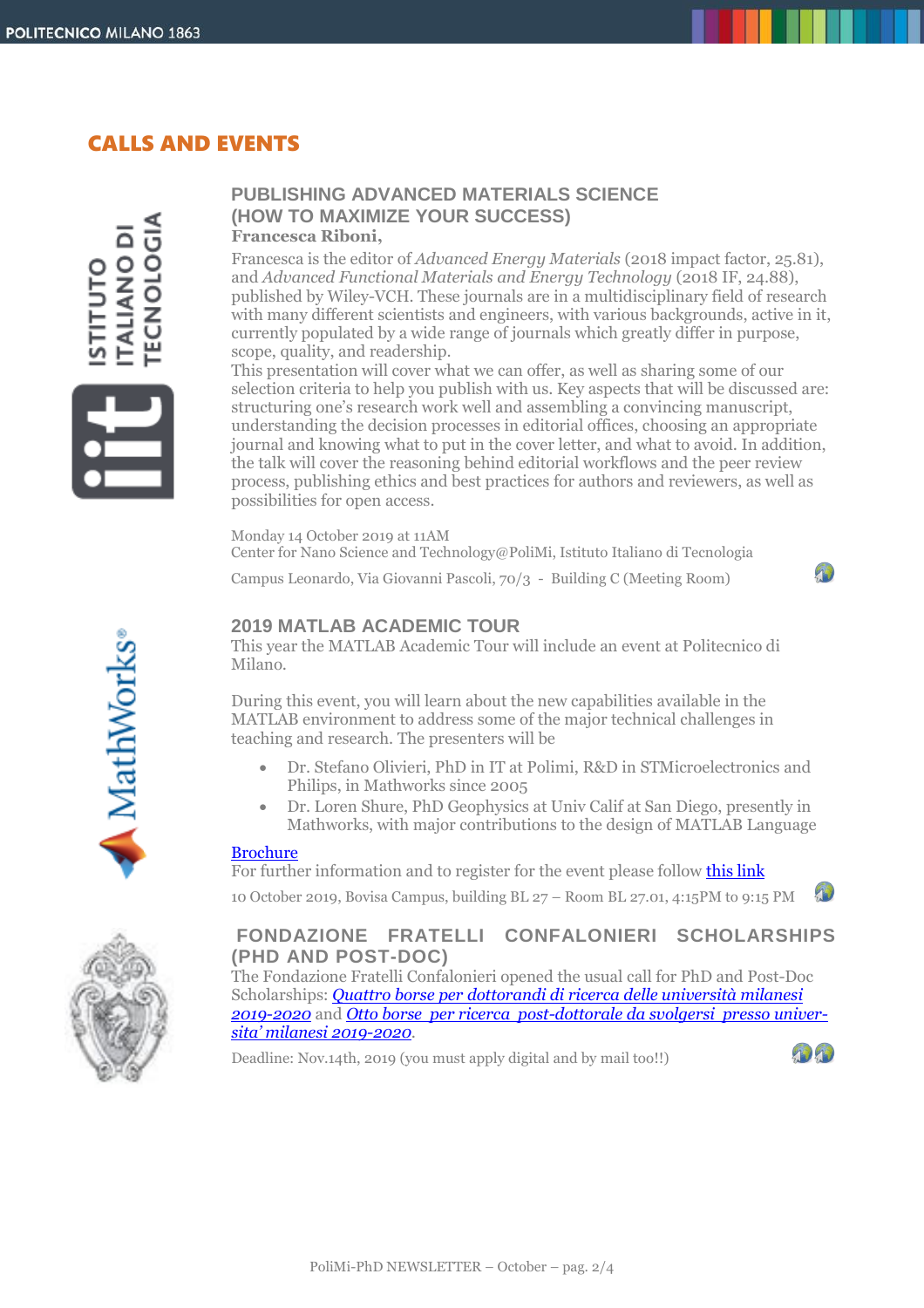# CALLS AND EVENTS

## PUBLISHING ADVANCED MATERIALS SCIENCE (HOW TO MAXIMIZE YOUR SUCCESS)

**Francesca Riboni,**

Francesca is the editor of *Advanced Energy Materials* (2018 impact factor, 25.81), and *Advanced Functional Materials and Energy Technology* (2018 IF, 24.88), published by Wiley-VCH. These journals are in a multidisciplinary field of research with many different scientists and engineers, with various backgrounds, active in it, currently populated by a wide range of journals which greatly differ in purpose, scope, quality, and readership.

This presentation will cover what we can offer, as well as sharing some of our selection criteria to help you publish with us. Key aspects that will be discussed are: structuring one's research work well and assembling a convincing manuscript, understanding the decision processes in editorial offices, choosing an appropriate journal and knowing what to put in the cover letter, and what to avoid. In addition, the talk will cover the reasoning behind editorial workflows and the peer review process, publishing ethics and best practices for authors and reviewers, as well as possibilities for open access.

Monday 14 October 2019 at 11AM
Center for Nano Science and Technology@PoliMi, Istituto Italiano di Tecnologia
Campus Leonardo, Via Giovanni Pascoli, 70/3 - Building C (Meeting Room)

## 2019 MATLAB ACADEMIC TOUR

This year the MATLAB Academic Tour will include an event at Politecnico di Milano.

During this event, you will learn about the new capabilities available in the MATLAB environment to address some of the major technical challenges in teaching and research. The presenters will be

- Dr. Stefano Olivieri, PhD in IT at Polimi, R&D in STMicroelectronics and Philips, in Mathworks since 2005
- Dr. Loren Shure, PhD Geophysics at Univ Calif at San Diego, presently in Mathworks, with major contributions to the design of MATLAB Language

Brochure
For further information and to register for the event please follow this link

10 October 2019, Bovisa Campus, building BL 27 – Room BL 27.01, 4:15PM to 9:15 PM

## FONDAZIONE FRATELLI CONFALONIERI SCHOLARSHIPS (PHD AND POST-DOC)

The Fondazione Fratelli Confalonieri opened the usual call for PhD and Post-Doc Scholarships: *Quattro borse per dottorandi di ricerca delle università milanesi 2019-2020* and *Otto borse per ricerca post-dottorale da svolgersi presso università milanesi 2019-2020*.

Deadline: Nov.14th, 2019 (you must apply digital and by mail too!!)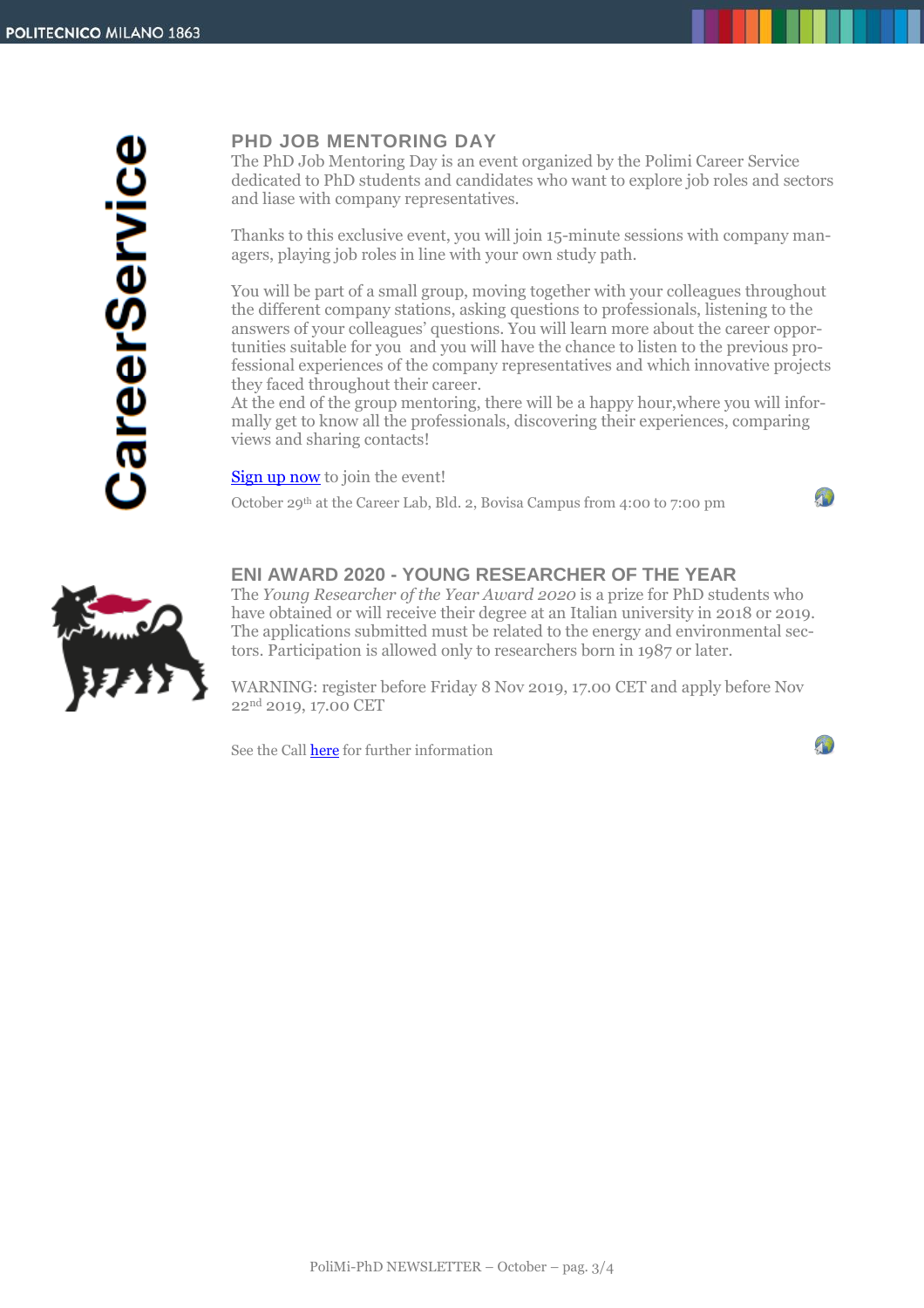CareerService

## PHD JOB MENTORING DAY

The PhD Job Mentoring Day is an event organized by the Polimi Career Service dedicated to PhD students and candidates who want to explore job roles and sectors and liase with company representatives.

Thanks to this exclusive event, you will join 15-minute sessions with company managers, playing job roles in line with your own study path.

You will be part of a small group, moving together with your colleagues throughout the different company stations, asking questions to professionals, listening to the answers of your colleagues' questions. You will learn more about the career opportunities suitable for you and you will have the chance to listen to the previous professional experiences of the company representatives and which innovative projects they faced throughout their career.
At the end of the group mentoring, there will be a happy hour,where you will informally get to know all the professionals, discovering their experiences, comparing views and sharing contacts!

Sign up now to join the event!

October 29th at the Career Lab, Bld. 2, Bovisa Campus from 4:00 to 7:00 pm

## ENI AWARD 2020 - YOUNG RESEARCHER OF THE YEAR

The *Young Researcher of the Year Award 2020* is a prize for PhD students who have obtained or will receive their degree at an Italian university in 2018 or 2019. The applications submitted must be related to the energy and environmental sectors. Participation is allowed only to researchers born in 1987 or later.

WARNING: register before Friday 8 Nov 2019, 17.00 CET and apply before Nov 22nd 2019, 17.00 CET

See the Call here for further information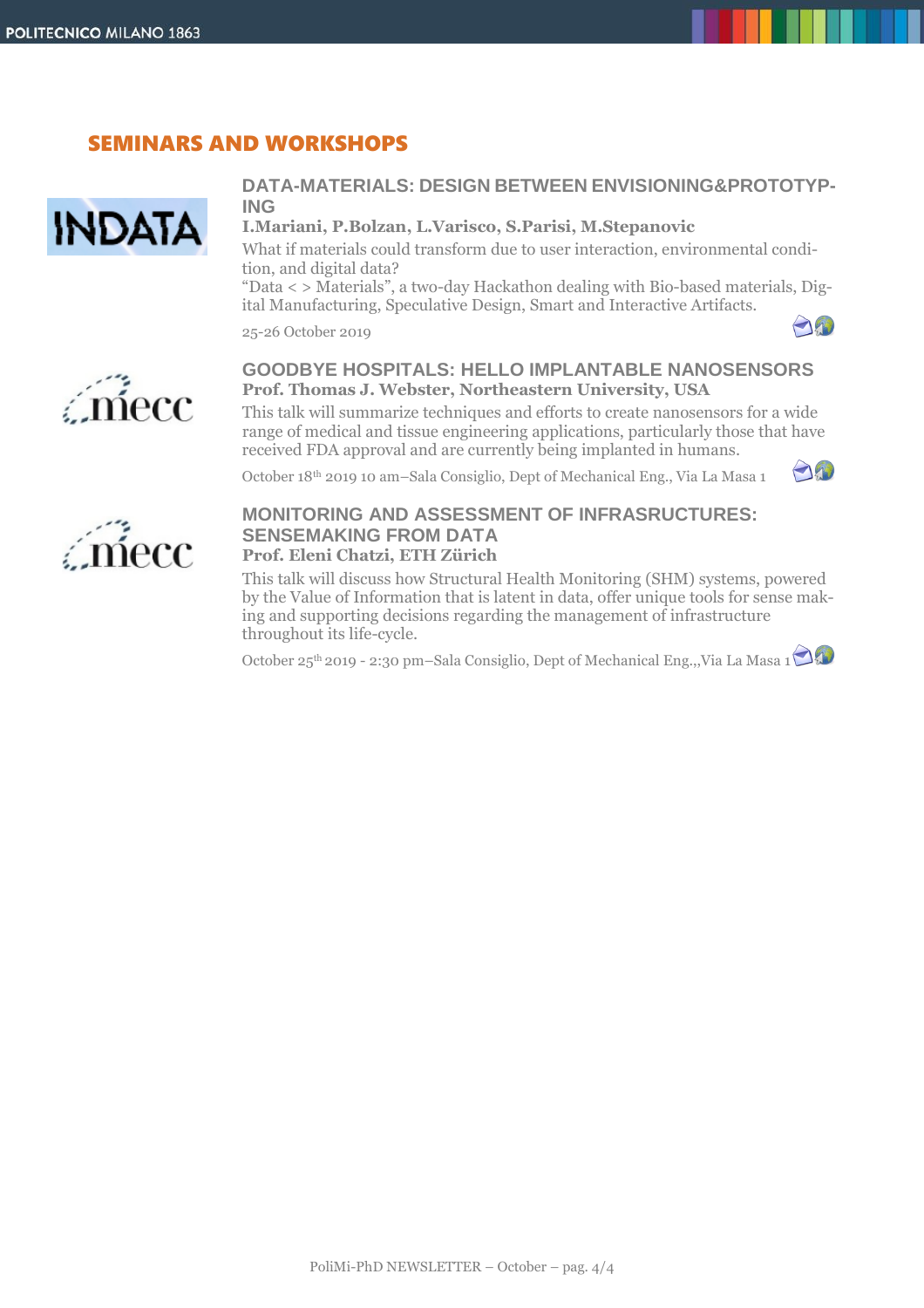## SEMINARS AND WORKSHOPS

### DATA-MATERIALS: DESIGN BETWEEN ENVISIONING&PROTOTYPING

**I.Mariani, P.Bolzan, L.Varisco, S.Parisi, M.Stepanovic**

What if materials could transform due to user interaction, environmental condition, and digital data?
"Data < > Materials", a two-day Hackathon dealing with Bio-based materials, Digital Manufacturing, Speculative Design, Smart and Interactive Artifacts.

25-26 October 2019

### GOODBYE HOSPITALS: HELLO IMPLANTABLE NANOSENSORS

**Prof. Thomas J. Webster, Northeastern University, USA**

This talk will summarize techniques and efforts to create nanosensors for a wide range of medical and tissue engineering applications, particularly those that have received FDA approval and are currently being implanted in humans.

October 18th 2019 10 am–Sala Consiglio, Dept of Mechanical Eng., Via La Masa 1

### MONITORING AND ASSESSMENT OF INFRASRUCTURES: SENSEMAKING FROM DATA

**Prof. Eleni Chatzi, ETH Zürich**

This talk will discuss how Structural Health Monitoring (SHM) systems, powered by the Value of Information that is latent in data, offer unique tools for sense making and supporting decisions regarding the management of infrastructure throughout its life-cycle.

October 25th 2019 - 2:30 pm–Sala Consiglio, Dept of Mechanical Eng.,,Via La Masa 1